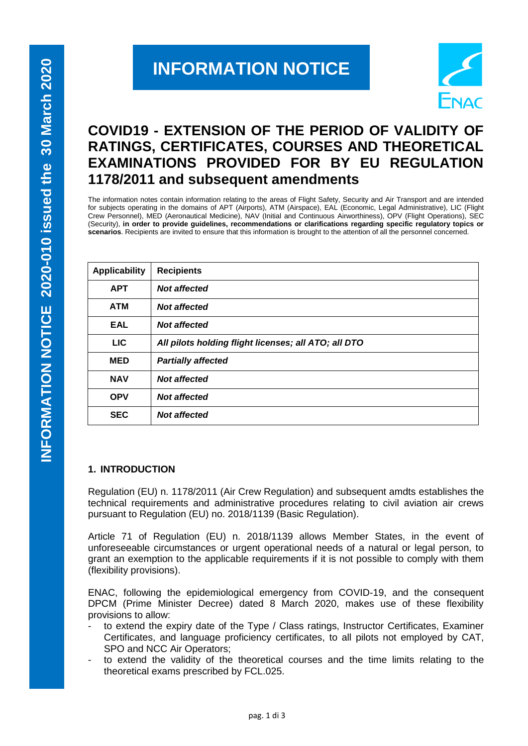# INFORMATION NOTICE

INFORMATION NOTICE 2020-010 issued the 30 March 2020

# COVID19 - EXTENSION OF THE PERIOD OF VALIDITY OF RATINGS, CERTIFICATES, COURSES AND THEORETICAL EXAMINATIONS PROVIDED FOR BY EU REGULATION 1178/2011 and subsequent amendments

The information notes contain information relating to the areas of Flight Safety, Security and Air Transport and are intended for subjects operating in the domains of APT (Airports), ATM (Airspace), EAL (Economic, Legal Administrative), LIC (Flight Crew Personnel), MED (Aeronautical Medicine), NAV (Initial and Continuous Airworthiness), OPV (Flight Operations), SEC (Security), **in order to provide guidelines, recommendations or clarifications regarding specific regulatory topics or scenarios**. Recipients are invited to ensure that this information is brought to the attention of all the personnel concerned.

| Applicability | Recipients |
|---|---|
| **APT** | ***Not affected*** |
| **ATM** | ***Not affected*** |
| **EAL** | ***Not affected*** |
| **LIC** | ***All pilots holding flight licenses; all ATO; all DTO*** |
| **MED** | ***Partially affected*** |
| **NAV** | ***Not affected*** |
| **OPV** | ***Not affected*** |
| **SEC** | ***Not affected*** |

## 1. INTRODUCTION

Regulation (EU) n. 1178/2011 (Air Crew Regulation) and subsequent amdts establishes the technical requirements and administrative procedures relating to civil aviation air crews pursuant to Regulation (EU) no. 2018/1139 (Basic Regulation).

Article 71 of Regulation (EU) n. 2018/1139 allows Member States, in the event of unforeseeable circumstances or urgent operational needs of a natural or legal person, to grant an exemption to the applicable requirements if it is not possible to comply with them (flexibility provisions).

ENAC, following the epidemiological emergency from COVID-19, and the consequent DPCM (Prime Minister Decree) dated 8 March 2020, makes use of these flexibility provisions to allow:

- to extend the expiry date of the Type / Class ratings, Instructor Certificates, Examiner Certificates, and language proficiency certificates, to all pilots not employed by CAT, SPO and NCC Air Operators;
- to extend the validity of the theoretical courses and the time limits relating to the theoretical exams prescribed by FCL.025.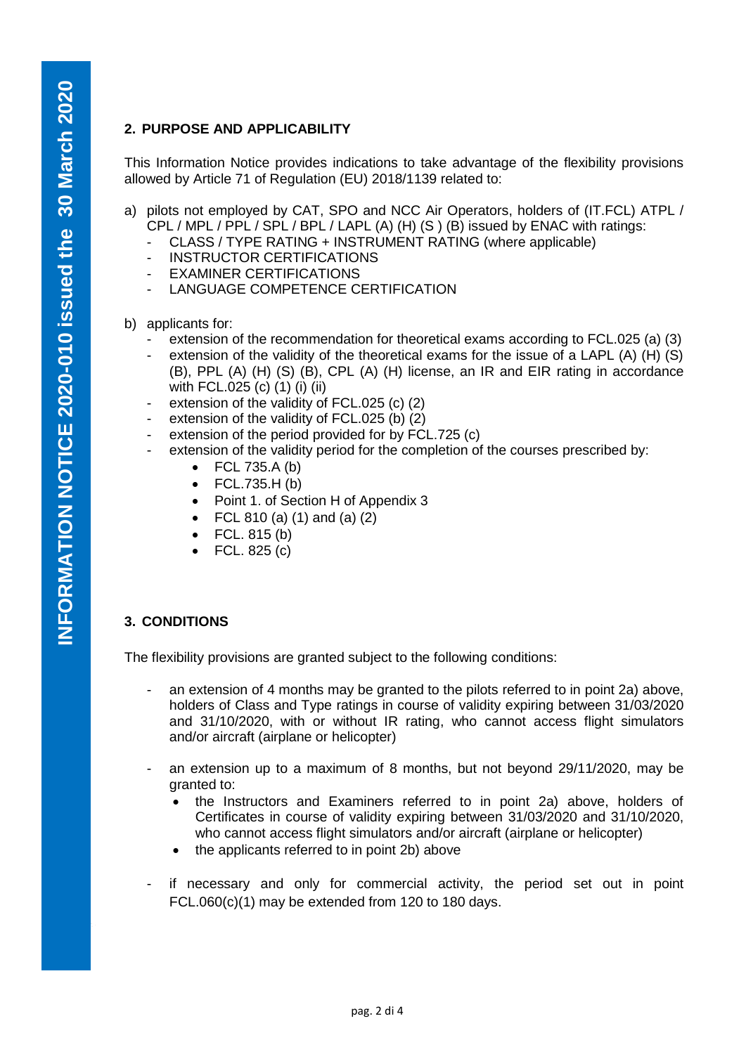## 2. PURPOSE AND APPLICABILITY

This Information Notice provides indications to take advantage of the flexibility provisions allowed by Article 71 of Regulation (EU) 2018/1139 related to:

a) pilots not employed by CAT, SPO and NCC Air Operators, holders of (IT.FCL) ATPL / CPL / MPL / PPL / SPL / BPL / LAPL (A) (H) (S ) (B) issued by ENAC with ratings:
   - CLASS / TYPE RATING + INSTRUMENT RATING (where applicable)
   - INSTRUCTOR CERTIFICATIONS
   - EXAMINER CERTIFICATIONS
   - LANGUAGE COMPETENCE CERTIFICATION

b) applicants for:
   - extension of the recommendation for theoretical exams according to FCL.025 (a) (3)
   - extension of the validity of the theoretical exams for the issue of a LAPL (A) (H) (S) (B), PPL (A) (H) (S) (B), CPL (A) (H) license, an IR and EIR rating in accordance with FCL.025 (c) (1) (i) (ii)
   - extension of the validity of FCL.025 (c) (2)
   - extension of the validity of FCL.025 (b) (2)
   - extension of the period provided for by FCL.725 (c)
   - extension of the validity period for the completion of the courses prescribed by:
     - FCL 735.A (b)
     - FCL.735.H (b)
     - Point 1. of Section H of Appendix 3
     - FCL 810 (a) (1) and (a) (2)
     - FCL. 815 (b)
     - FCL. 825 (c)

## 3. CONDITIONS

The flexibility provisions are granted subject to the following conditions:

- an extension of 4 months may be granted to the pilots referred to in point 2a) above, holders of Class and Type ratings in course of validity expiring between 31/03/2020 and 31/10/2020, with or without IR rating, who cannot access flight simulators and/or aircraft (airplane or helicopter)

- an extension up to a maximum of 8 months, but not beyond 29/11/2020, may be granted to:
  - the Instructors and Examiners referred to in point 2a) above, holders of Certificates in course of validity expiring between 31/03/2020 and 31/10/2020, who cannot access flight simulators and/or aircraft (airplane or helicopter)
  - the applicants referred to in point 2b) above

- if necessary and only for commercial activity, the period set out in point FCL.060(c)(1) may be extended from 120 to 180 days.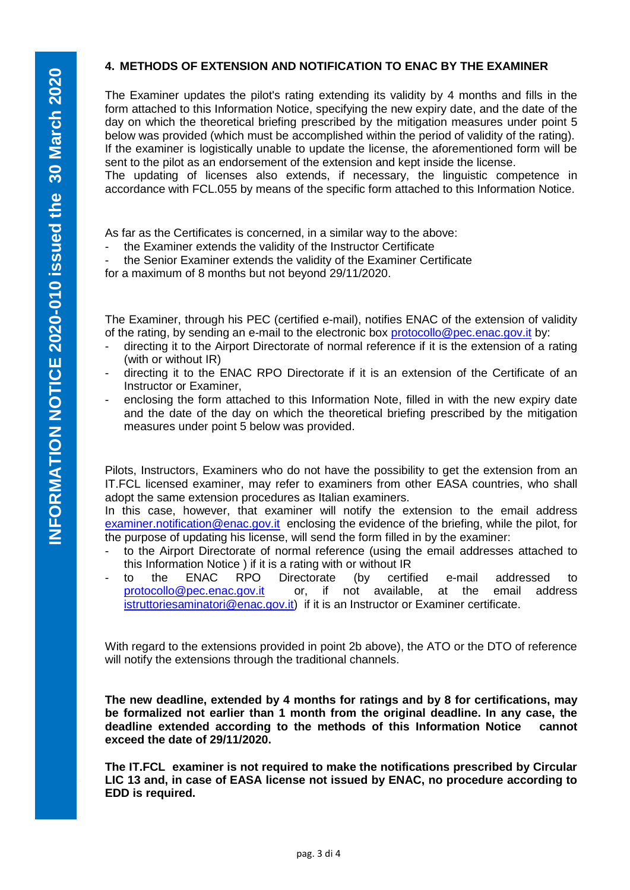## 4. METHODS OF EXTENSION AND NOTIFICATION TO ENAC BY THE EXAMINER

The Examiner updates the pilot's rating extending its validity by 4 months and fills in the form attached to this Information Notice, specifying the new expiry date, and the date of the day on which the theoretical briefing prescribed by the mitigation measures under point 5 below was provided (which must be accomplished within the period of validity of the rating). If the examiner is logistically unable to update the license, the aforementioned form will be sent to the pilot as an endorsement of the extension and kept inside the license.
The updating of licenses also extends, if necessary, the linguistic competence in accordance with FCL.055 by means of the specific form attached to this Information Notice.

As far as the Certificates is concerned, in a similar way to the above:

- the Examiner extends the validity of the Instructor Certificate
- the Senior Examiner extends the validity of the Examiner Certificate

for a maximum of 8 months but not beyond 29/11/2020.

The Examiner, through his PEC (certified e-mail), notifies ENAC of the extension of validity of the rating, by sending an e-mail to the electronic box protocollo@pec.enac.gov.it by:

- directing it to the Airport Directorate of normal reference if it is the extension of a rating (with or without IR)
- directing it to the ENAC RPO Directorate if it is an extension of the Certificate of an Instructor or Examiner,
- enclosing the form attached to this Information Note, filled in with the new expiry date and the date of the day on which the theoretical briefing prescribed by the mitigation measures under point 5 below was provided.

Pilots, Instructors, Examiners who do not have the possibility to get the extension from an IT.FCL licensed examiner, may refer to examiners from other EASA countries, who shall adopt the same extension procedures as Italian examiners.
In this case, however, that examiner will notify the extension to the email address examiner.notification@enac.gov.it enclosing the evidence of the briefing, while the pilot, for the purpose of updating his license, will send the form filled in by the examiner:

- to the Airport Directorate of normal reference (using the email addresses attached to this Information Notice ) if it is a rating with or without IR
- to the ENAC RPO Directorate (by certified e-mail addressed to protocollo@pec.enac.gov.it or, if not available, at the email address istruttoriesaminatori@enac.gov.it) if it is an Instructor or Examiner certificate.

With regard to the extensions provided in point 2b above), the ATO or the DTO of reference will notify the extensions through the traditional channels.

**The new deadline, extended by 4 months for ratings and by 8 for certifications, may be formalized not earlier than 1 month from the original deadline. In any case, the deadline extended according to the methods of this Information Notice cannot exceed the date of 29/11/2020.**

**The IT.FCL examiner is not required to make the notifications prescribed by Circular LIC 13 and, in case of EASA license not issued by ENAC, no procedure according to EDD is required.**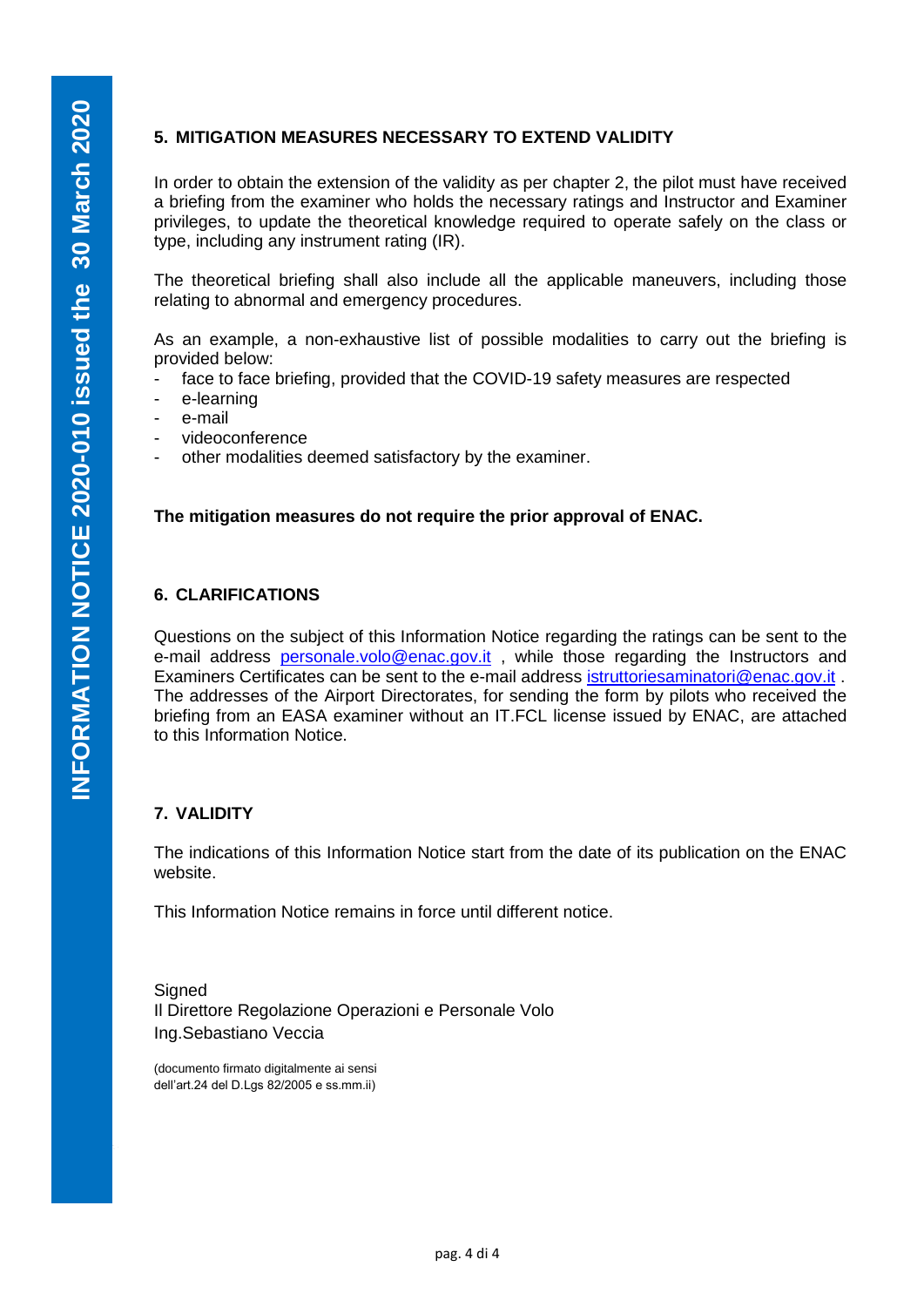## 5. MITIGATION MEASURES NECESSARY TO EXTEND VALIDITY

In order to obtain the extension of the validity as per chapter 2, the pilot must have received a briefing from the examiner who holds the necessary ratings and Instructor and Examiner privileges, to update the theoretical knowledge required to operate safely on the class or type, including any instrument rating (IR).

The theoretical briefing shall also include all the applicable maneuvers, including those relating to abnormal and emergency procedures.

As an example, a non-exhaustive list of possible modalities to carry out the briefing is provided below:

- face to face briefing, provided that the COVID-19 safety measures are respected
- e-learning
- e-mail
- videoconference
- other modalities deemed satisfactory by the examiner.

**The mitigation measures do not require the prior approval of ENAC.**

## 6. CLARIFICATIONS

Questions on the subject of this Information Notice regarding the ratings can be sent to the e-mail address personale.volo@enac.gov.it , while those regarding the Instructors and Examiners Certificates can be sent to the e-mail address istruttoriesaminatori@enac.gov.it . The addresses of the Airport Directorates, for sending the form by pilots who received the briefing from an EASA examiner without an IT.FCL license issued by ENAC, are attached to this Information Notice.

## 7. VALIDITY

The indications of this Information Notice start from the date of its publication on the ENAC website.

This Information Notice remains in force until different notice.

Signed
Il Direttore Regolazione Operazioni e Personale Volo
Ing.Sebastiano Veccia

(documento firmato digitalmente ai sensi dell'art.24 del D.Lgs 82/2005 e ss.mm.ii)